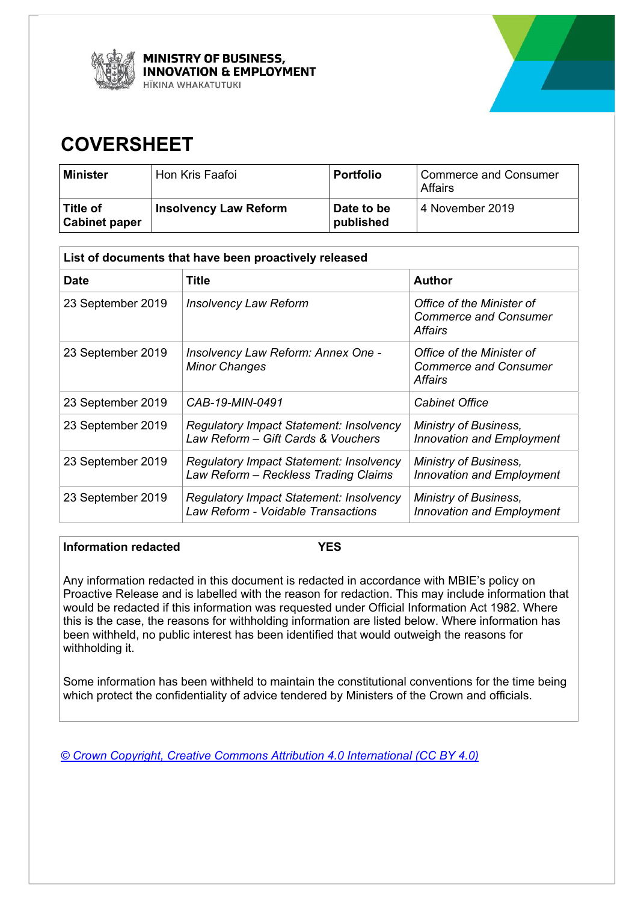MINISTRY OF BUSINESS, INNOVATION & EMPLOYMENT
HĪKINA WHAKATUTUKI

# COVERSHEET

| **Minister** | Hon Kris Faafoi | **Portfolio** | Commerce and Consumer Affairs |
|---|---|---|---|
| **Title of Cabinet paper** | **Insolvency Law Reform** | **Date to be published** | 4 November 2019 |

| **List of documents that have been proactively released** | | |
|---|---|---|
| **Date** | **Title** | **Author** |
| 23 September 2019 | *Insolvency Law Reform* | *Office of the Minister of Commerce and Consumer Affairs* |
| 23 September 2019 | *Insolvency Law Reform: Annex One - Minor Changes* | *Office of the Minister of Commerce and Consumer Affairs* |
| 23 September 2019 | *CAB-19-MIN-0491* | *Cabinet Office* |
| 23 September 2019 | *Regulatory Impact Statement: Insolvency Law Reform – Gift Cards & Vouchers* | *Ministry of Business, Innovation and Employment* |
| 23 September 2019 | *Regulatory Impact Statement: Insolvency Law Reform – Reckless Trading Claims* | *Ministry of Business, Innovation and Employment* |
| 23 September 2019 | *Regulatory Impact Statement: Insolvency Law Reform - Voidable Transactions* | *Ministry of Business, Innovation and Employment* |

**Information redacted** **YES**

Any information redacted in this document is redacted in accordance with MBIE's policy on Proactive Release and is labelled with the reason for redaction. This may include information that would be redacted if this information was requested under Official Information Act 1982. Where this is the case, the reasons for withholding information are listed below. Where information has been withheld, no public interest has been identified that would outweigh the reasons for withholding it.

Some information has been withheld to maintain the constitutional conventions for the time being which protect the confidentiality of advice tendered by Ministers of the Crown and officials.

© Crown Copyright, Creative Commons Attribution 4.0 International (CC BY 4.0)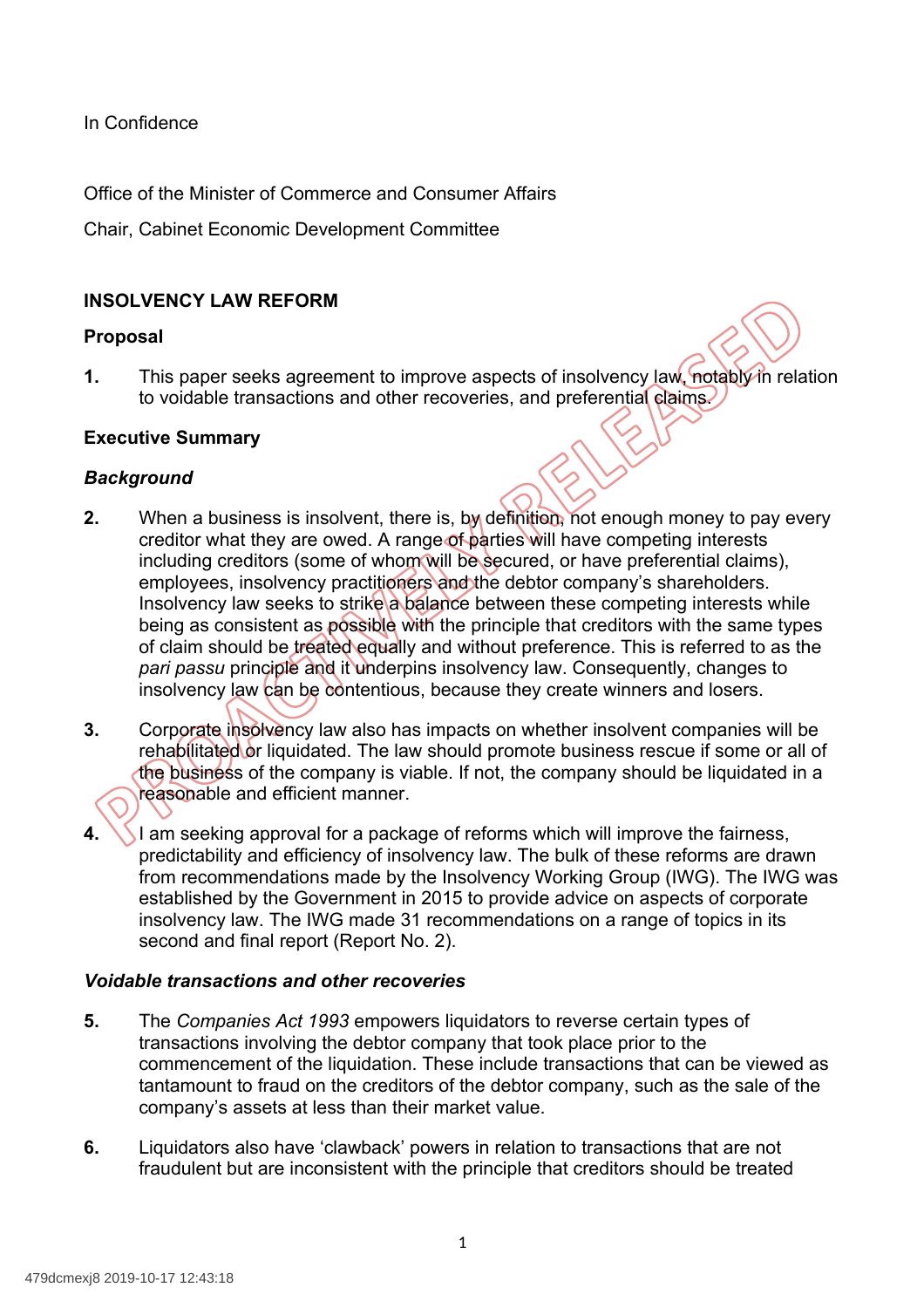In Confidence

Office of the Minister of Commerce and Consumer Affairs

Chair, Cabinet Economic Development Committee

## INSOLVENCY LAW REFORM

### Proposal

**1.** This paper seeks agreement to improve aspects of insolvency law, notably in relation to voidable transactions and other recoveries, and preferential claims.

### Executive Summary

#### *Background*

**2.** When a business is insolvent, there is, by definition, not enough money to pay every creditor what they are owed. A range of parties will have competing interests including creditors (some of whom will be secured, or have preferential claims), employees, insolvency practitioners and the debtor company's shareholders. Insolvency law seeks to strike a balance between these competing interests while being as consistent as possible with the principle that creditors with the same types of claim should be treated equally and without preference. This is referred to as the *pari passu* principle and it underpins insolvency law. Consequently, changes to insolvency law can be contentious, because they create winners and losers.

**3.** Corporate insolvency law also has impacts on whether insolvent companies will be rehabilitated or liquidated. The law should promote business rescue if some or all of the business of the company is viable. If not, the company should be liquidated in a reasonable and efficient manner.

**4.** I am seeking approval for a package of reforms which will improve the fairness, predictability and efficiency of insolvency law. The bulk of these reforms are drawn from recommendations made by the Insolvency Working Group (IWG). The IWG was established by the Government in 2015 to provide advice on aspects of corporate insolvency law. The IWG made 31 recommendations on a range of topics in its second and final report (Report No. 2).

#### *Voidable transactions and other recoveries*

**5.** The *Companies Act 1993* empowers liquidators to reverse certain types of transactions involving the debtor company that took place prior to the commencement of the liquidation. These include transactions that can be viewed as tantamount to fraud on the creditors of the debtor company, such as the sale of the company's assets at less than their market value.

**6.** Liquidators also have 'clawback' powers in relation to transactions that are not fraudulent but are inconsistent with the principle that creditors should be treated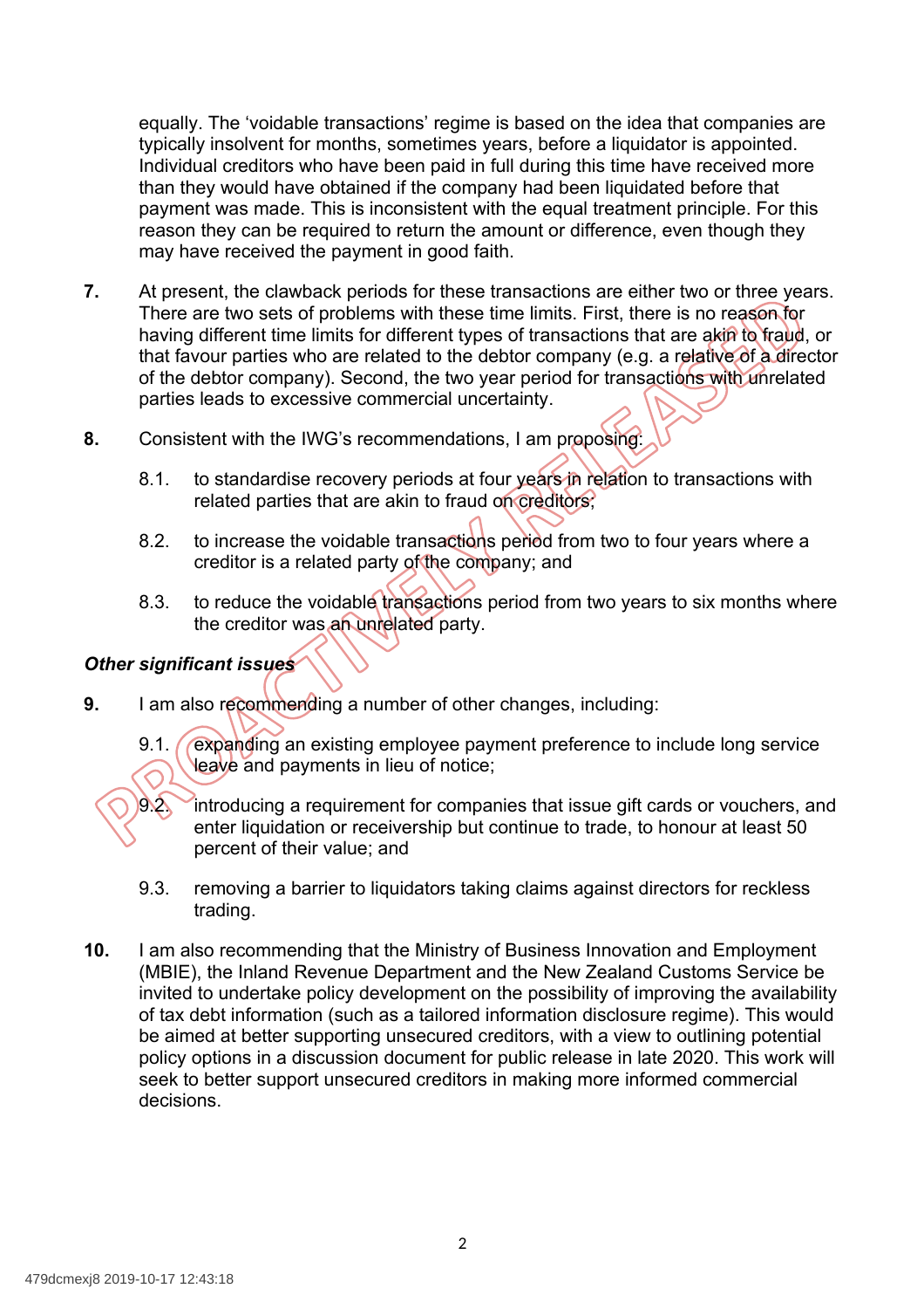equally. The 'voidable transactions' regime is based on the idea that companies are typically insolvent for months, sometimes years, before a liquidator is appointed. Individual creditors who have been paid in full during this time have received more than they would have obtained if the company had been liquidated before that payment was made. This is inconsistent with the equal treatment principle. For this reason they can be required to return the amount or difference, even though they may have received the payment in good faith.

**7.** At present, the clawback periods for these transactions are either two or three years. There are two sets of problems with these time limits. First, there is no reason for having different time limits for different types of transactions that are akin to fraud, or that favour parties who are related to the debtor company (e.g. a relative of a director of the debtor company). Second, the two year period for transactions with unrelated parties leads to excessive commercial uncertainty.

**8.** Consistent with the IWG's recommendations, I am proposing:

8.1. to standardise recovery periods at four years in relation to transactions with related parties that are akin to fraud on creditors;

8.2. to increase the voidable transactions period from two to four years where a creditor is a related party of the company; and

8.3. to reduce the voidable transactions period from two years to six months where the creditor was an unrelated party.

***Other significant issues***

**9.** I am also recommending a number of other changes, including:

9.1. expanding an existing employee payment preference to include long service leave and payments in lieu of notice;

9.2. introducing a requirement for companies that issue gift cards or vouchers, and enter liquidation or receivership but continue to trade, to honour at least 50 percent of their value; and

9.3. removing a barrier to liquidators taking claims against directors for reckless trading.

**10.** I am also recommending that the Ministry of Business Innovation and Employment (MBIE), the Inland Revenue Department and the New Zealand Customs Service be invited to undertake policy development on the possibility of improving the availability of tax debt information (such as a tailored information disclosure regime). This would be aimed at better supporting unsecured creditors, with a view to outlining potential policy options in a discussion document for public release in late 2020. This work will seek to better support unsecured creditors in making more informed commercial decisions.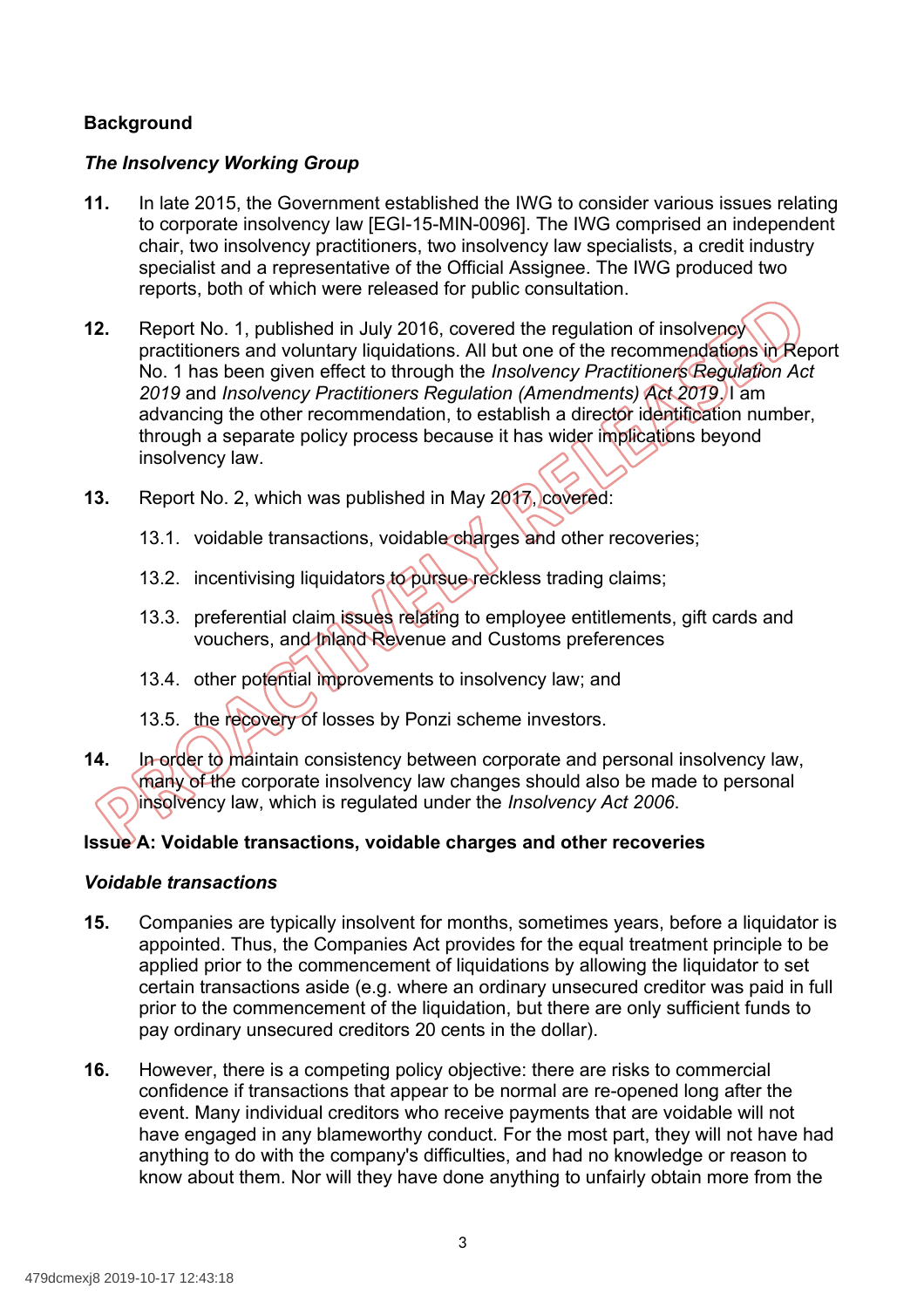## Background

### *The Insolvency Working Group*

**11.** In late 2015, the Government established the IWG to consider various issues relating to corporate insolvency law [EGI-15-MIN-0096]. The IWG comprised an independent chair, two insolvency practitioners, two insolvency law specialists, a credit industry specialist and a representative of the Official Assignee. The IWG produced two reports, both of which were released for public consultation.

**12.** Report No. 1, published in July 2016, covered the regulation of insolvency practitioners and voluntary liquidations. All but one of the recommendations in Report No. 1 has been given effect to through the *Insolvency Practitioners Regulation Act 2019* and *Insolvency Practitioners Regulation (Amendments) Act 2019*. I am advancing the other recommendation, to establish a director identification number, through a separate policy process because it has wider implications beyond insolvency law.

**13.** Report No. 2, which was published in May 2017, covered:

13.1. voidable transactions, voidable charges and other recoveries;

13.2. incentivising liquidators to pursue reckless trading claims;

13.3. preferential claim issues relating to employee entitlements, gift cards and vouchers, and Inland Revenue and Customs preferences

13.4. other potential improvements to insolvency law; and

13.5. the recovery of losses by Ponzi scheme investors.

**14.** In order to maintain consistency between corporate and personal insolvency law, many of the corporate insolvency law changes should also be made to personal insolvency law, which is regulated under the *Insolvency Act 2006*.

## Issue A: Voidable transactions, voidable charges and other recoveries

### *Voidable transactions*

**15.** Companies are typically insolvent for months, sometimes years, before a liquidator is appointed. Thus, the Companies Act provides for the equal treatment principle to be applied prior to the commencement of liquidations by allowing the liquidator to set certain transactions aside (e.g. where an ordinary unsecured creditor was paid in full prior to the commencement of the liquidation, but there are only sufficient funds to pay ordinary unsecured creditors 20 cents in the dollar).

**16.** However, there is a competing policy objective: there are risks to commercial confidence if transactions that appear to be normal are re-opened long after the event. Many individual creditors who receive payments that are voidable will not have engaged in any blameworthy conduct. For the most part, they will not have had anything to do with the company's difficulties, and had no knowledge or reason to know about them. Nor will they have done anything to unfairly obtain more from the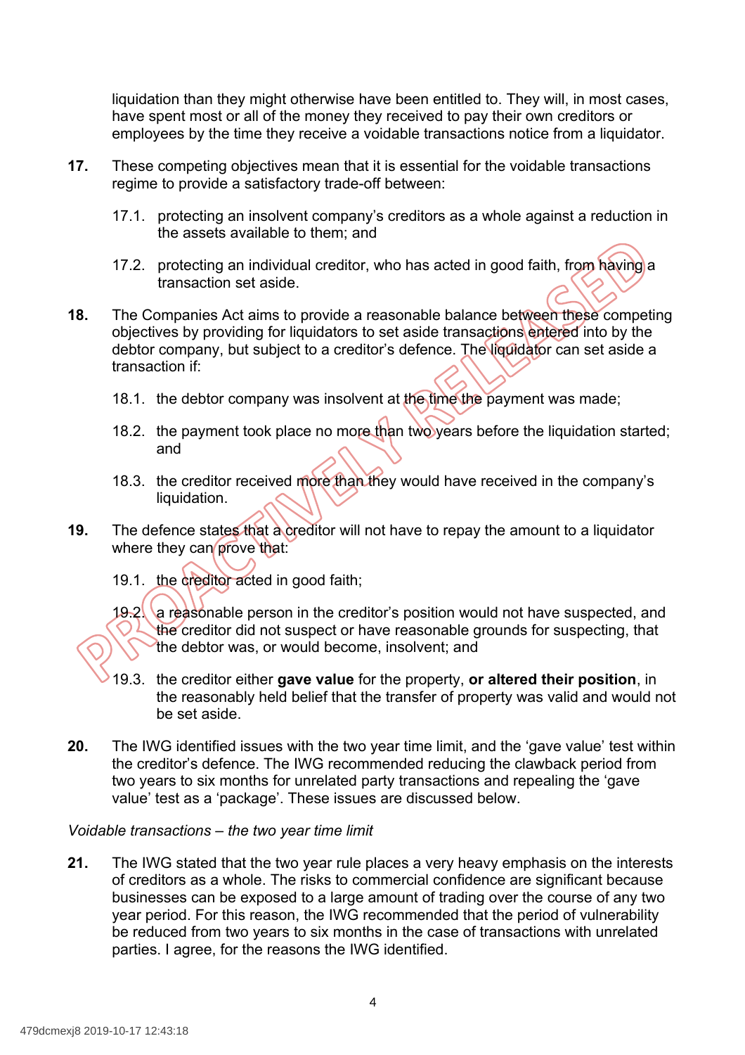liquidation than they might otherwise have been entitled to. They will, in most cases, have spent most or all of the money they received to pay their own creditors or employees by the time they receive a voidable transactions notice from a liquidator.

**17.** These competing objectives mean that it is essential for the voidable transactions regime to provide a satisfactory trade-off between:

17.1. protecting an insolvent company's creditors as a whole against a reduction in the assets available to them; and

17.2. protecting an individual creditor, who has acted in good faith, from having a transaction set aside.

**18.** The Companies Act aims to provide a reasonable balance between these competing objectives by providing for liquidators to set aside transactions entered into by the debtor company, but subject to a creditor's defence. The liquidator can set aside a transaction if:

18.1. the debtor company was insolvent at the time the payment was made;

18.2. the payment took place no more than two years before the liquidation started; and

18.3. the creditor received more than they would have received in the company's liquidation.

**19.** The defence states that a creditor will not have to repay the amount to a liquidator where they can prove that:

19.1. the creditor acted in good faith;

19.2. a reasonable person in the creditor's position would not have suspected, and the creditor did not suspect or have reasonable grounds for suspecting, that the debtor was, or would become, insolvent; and

19.3. the creditor either **gave value** for the property, **or altered their position**, in the reasonably held belief that the transfer of property was valid and would not be set aside.

**20.** The IWG identified issues with the two year time limit, and the 'gave value' test within the creditor's defence. The IWG recommended reducing the clawback period from two years to six months for unrelated party transactions and repealing the 'gave value' test as a 'package'. These issues are discussed below.

*Voidable transactions – the two year time limit*

**21.** The IWG stated that the two year rule places a very heavy emphasis on the interests of creditors as a whole. The risks to commercial confidence are significant because businesses can be exposed to a large amount of trading over the course of any two year period. For this reason, the IWG recommended that the period of vulnerability be reduced from two years to six months in the case of transactions with unrelated parties. I agree, for the reasons the IWG identified.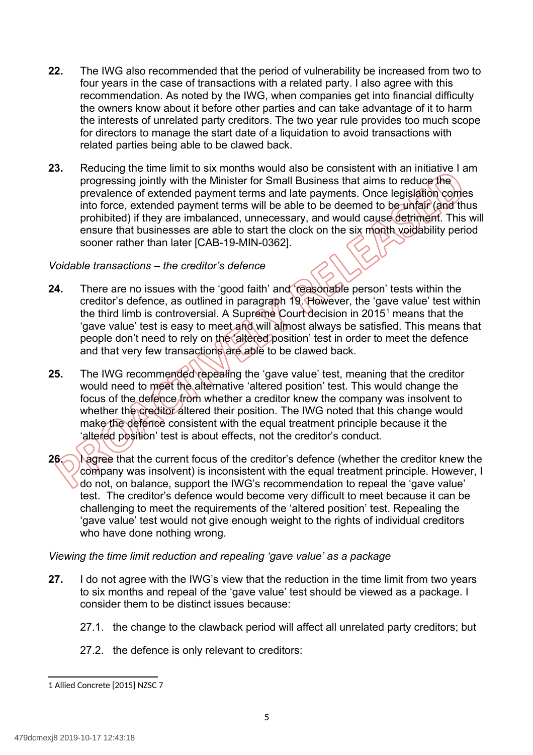22. The IWG also recommended that the period of vulnerability be increased from two to four years in the case of transactions with a related party. I also agree with this recommendation. As noted by the IWG, when companies get into financial difficulty the owners know about it before other parties and can take advantage of it to harm the interests of unrelated party creditors. The two year rule provides too much scope for directors to manage the start date of a liquidation to avoid transactions with related parties being able to be clawed back.

23. Reducing the time limit to six months would also be consistent with an initiative I am progressing jointly with the Minister for Small Business that aims to reduce the prevalence of extended payment terms and late payments. Once legislation comes into force, extended payment terms will be able to be deemed to be unfair (and thus prohibited) if they are imbalanced, unnecessary, and would cause detriment. This will ensure that businesses are able to start the clock on the six month voidability period sooner rather than later [CAB-19-MIN-0362].

*Voidable transactions – the creditor's defence*

24. There are no issues with the 'good faith' and 'reasonable person' tests within the creditor's defence, as outlined in paragraph 19. However, the 'gave value' test within the third limb is controversial. A Supreme Court decision in 2015[1] means that the 'gave value' test is easy to meet and will almost always be satisfied. This means that people don't need to rely on the 'altered position' test in order to meet the defence and that very few transactions are able to be clawed back.

25. The IWG recommended repealing the 'gave value' test, meaning that the creditor would need to meet the alternative 'altered position' test. This would change the focus of the defence from whether a creditor knew the company was insolvent to whether the creditor altered their position. The IWG noted that this change would make the defence consistent with the equal treatment principle because it the 'altered position' test is about effects, not the creditor's conduct.

26. I agree that the current focus of the creditor's defence (whether the creditor knew the company was insolvent) is inconsistent with the equal treatment principle. However, I do not, on balance, support the IWG's recommendation to repeal the 'gave value' test. The creditor's defence would become very difficult to meet because it can be challenging to meet the requirements of the 'altered position' test. Repealing the 'gave value' test would not give enough weight to the rights of individual creditors who have done nothing wrong.

*Viewing the time limit reduction and repealing 'gave value' as a package*

27. I do not agree with the IWG's view that the reduction in the time limit from two years to six months and repeal of the 'gave value' test should be viewed as a package. I consider them to be distinct issues because:

    27.1. the change to the clawback period will affect all unrelated party creditors; but

    27.2. the defence is only relevant to creditors:

---

[1] Allied Concrete [2015] NZSC 7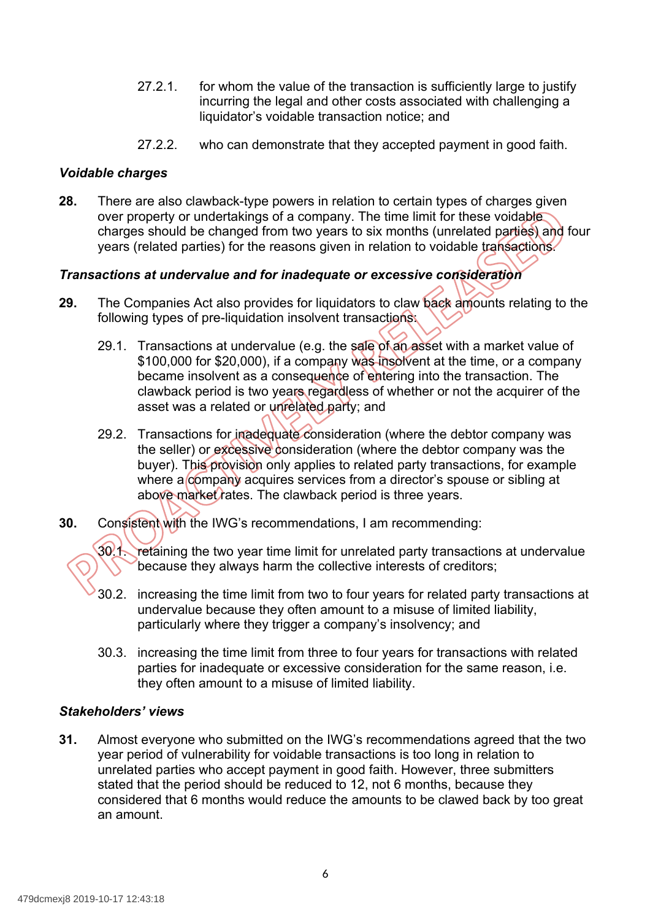27.2.1. for whom the value of the transaction is sufficiently large to justify incurring the legal and other costs associated with challenging a liquidator's voidable transaction notice; and

27.2.2. who can demonstrate that they accepted payment in good faith.

***Voidable charges***

**28.** There are also clawback-type powers in relation to certain types of charges given over property or undertakings of a company. The time limit for these voidable charges should be changed from two years to six months (unrelated parties) and four years (related parties) for the reasons given in relation to voidable transactions.

***Transactions at undervalue and for inadequate or excessive consideration***

**29.** The Companies Act also provides for liquidators to claw back amounts relating to the following types of pre-liquidation insolvent transactions:

29.1. Transactions at undervalue (e.g. the sale of an asset with a market value of $100,000 for $20,000), if a company was insolvent at the time, or a company became insolvent as a consequence of entering into the transaction. The clawback period is two years regardless of whether or not the acquirer of the asset was a related or unrelated party; and

29.2. Transactions for inadequate consideration (where the debtor company was the seller) or excessive consideration (where the debtor company was the buyer). This provision only applies to related party transactions, for example where a company acquires services from a director's spouse or sibling at above market rates. The clawback period is three years.

**30.** Consistent with the IWG's recommendations, I am recommending:

30.1. retaining the two year time limit for unrelated party transactions at undervalue because they always harm the collective interests of creditors;

30.2. increasing the time limit from two to four years for related party transactions at undervalue because they often amount to a misuse of limited liability, particularly where they trigger a company's insolvency; and

30.3. increasing the time limit from three to four years for transactions with related parties for inadequate or excessive consideration for the same reason, i.e. they often amount to a misuse of limited liability.

***Stakeholders' views***

**31.** Almost everyone who submitted on the IWG's recommendations agreed that the two year period of vulnerability for voidable transactions is too long in relation to unrelated parties who accept payment in good faith. However, three submitters stated that the period should be reduced to 12, not 6 months, because they considered that 6 months would reduce the amounts to be clawed back by too great an amount.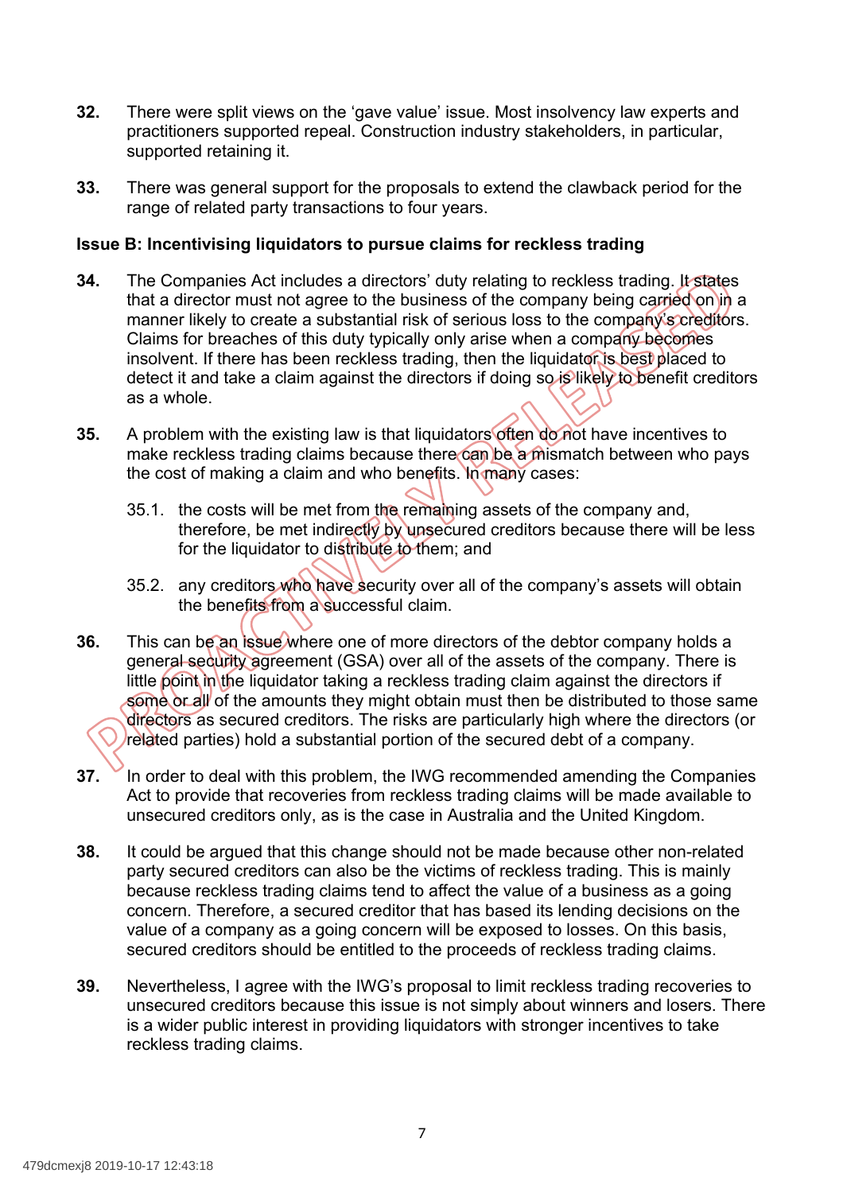32. There were split views on the 'gave value' issue. Most insolvency law experts and practitioners supported repeal. Construction industry stakeholders, in particular, supported retaining it.

33. There was general support for the proposals to extend the clawback period for the range of related party transactions to four years.

**Issue B: Incentivising liquidators to pursue claims for reckless trading**

34. The Companies Act includes a directors' duty relating to reckless trading. It states that a director must not agree to the business of the company being carried on in a manner likely to create a substantial risk of serious loss to the company's creditors. Claims for breaches of this duty typically only arise when a company becomes insolvent. If there has been reckless trading, then the liquidator is best placed to detect it and take a claim against the directors if doing so is likely to benefit creditors as a whole.

35. A problem with the existing law is that liquidators often do not have incentives to make reckless trading claims because there can be a mismatch between who pays the cost of making a claim and who benefits. In many cases:

    35.1. the costs will be met from the remaining assets of the company and, therefore, be met indirectly by unsecured creditors because there will be less for the liquidator to distribute to them; and

    35.2. any creditors who have security over all of the company's assets will obtain the benefits from a successful claim.

36. This can be an issue where one of more directors of the debtor company holds a general security agreement (GSA) over all of the assets of the company. There is little point in the liquidator taking a reckless trading claim against the directors if some or all of the amounts they might obtain must then be distributed to those same directors as secured creditors. The risks are particularly high where the directors (or related parties) hold a substantial portion of the secured debt of a company.

37. In order to deal with this problem, the IWG recommended amending the Companies Act to provide that recoveries from reckless trading claims will be made available to unsecured creditors only, as is the case in Australia and the United Kingdom.

38. It could be argued that this change should not be made because other non-related party secured creditors can also be the victims of reckless trading. This is mainly because reckless trading claims tend to affect the value of a business as a going concern. Therefore, a secured creditor that has based its lending decisions on the value of a company as a going concern will be exposed to losses. On this basis, secured creditors should be entitled to the proceeds of reckless trading claims.

39. Nevertheless, I agree with the IWG's proposal to limit reckless trading recoveries to unsecured creditors because this issue is not simply about winners and losers. There is a wider public interest in providing liquidators with stronger incentives to take reckless trading claims.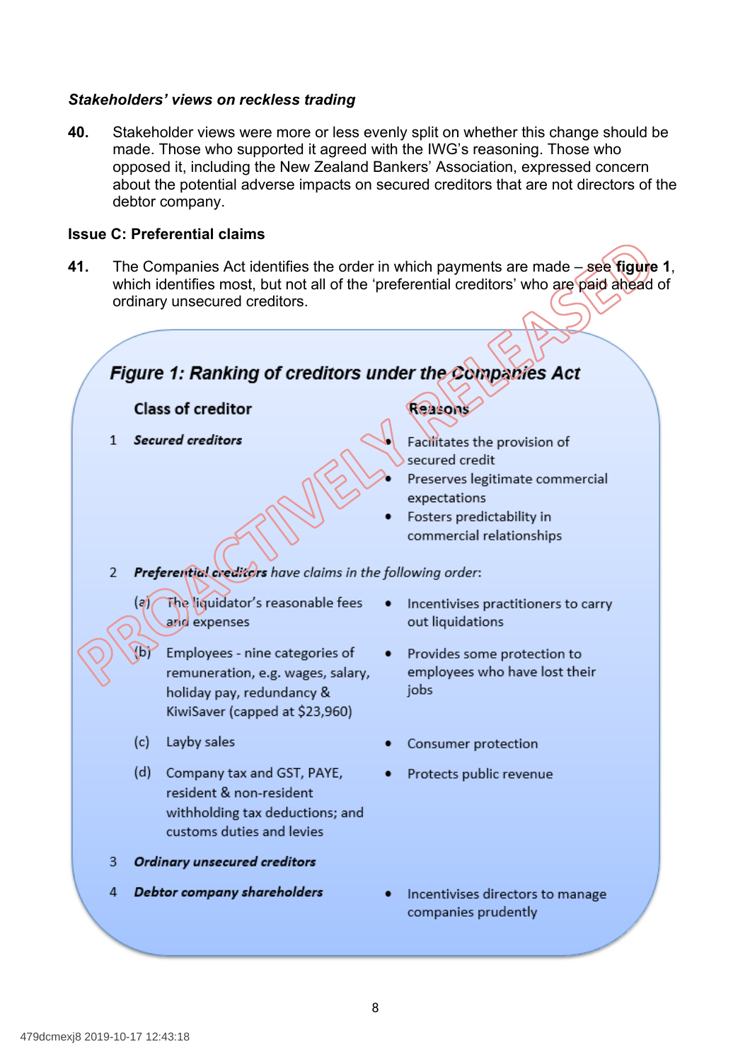***Stakeholders' views on reckless trading***

**40.** Stakeholder views were more or less evenly split on whether this change should be made. Those who supported it agreed with the IWG's reasoning. Those who opposed it, including the New Zealand Bankers' Association, expressed concern about the potential adverse impacts on secured creditors that are not directors of the debtor company.

**Issue C: Preferential claims**

**41.** The Companies Act identifies the order in which payments are made – see **figure 1**, which identifies most, but not all of the 'preferential creditors' who are paid ahead of ordinary unsecured creditors.

***Figure 1: Ranking of creditors under the Companies Act***

| | Class of creditor | Reasons |
|---|---|---|
| 1 | ***Secured creditors*** | • Facilitates the provision of secured credit<br>• Preserves legitimate commercial expectations<br>• Fosters predictability in commercial relationships |
| 2 | ***Preferential creditors*** *have claims in the following order:* | |
| | (a) The liquidator's reasonable fees and expenses | • Incentivises practitioners to carry out liquidations |
| | (b) Employees - nine categories of remuneration, e.g. wages, salary, holiday pay, redundancy & KiwiSaver (capped at $23,960) | • Provides some protection to employees who have lost their jobs |
| | (c) Layby sales | • Consumer protection |
| | (d) Company tax and GST, PAYE, resident & non-resident withholding tax deductions; and customs duties and levies | • Protects public revenue |
| 3 | ***Ordinary unsecured creditors*** | |
| 4 | ***Debtor company shareholders*** | • Incentivises directors to manage companies prudently |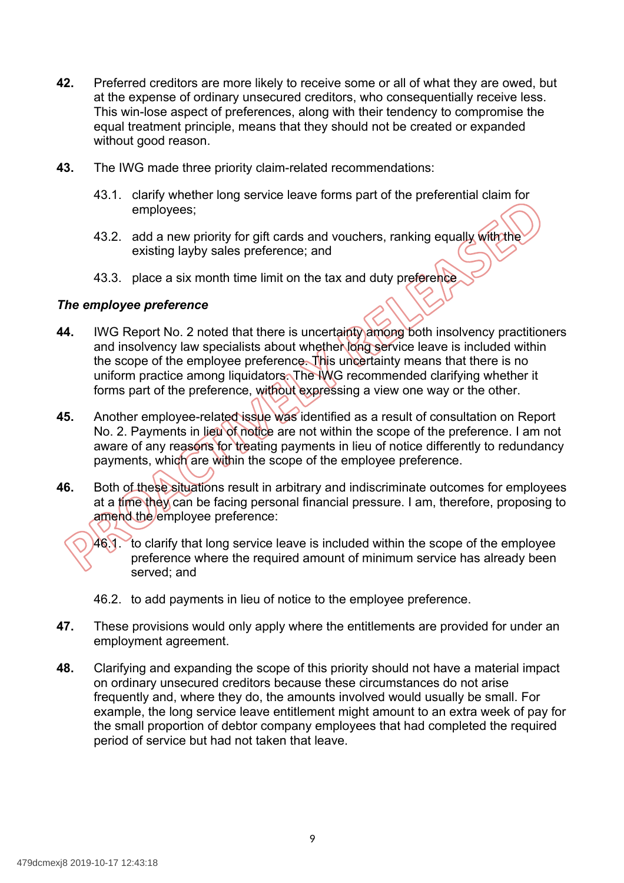**42.** Preferred creditors are more likely to receive some or all of what they are owed, but at the expense of ordinary unsecured creditors, who consequentially receive less. This win-lose aspect of preferences, along with their tendency to compromise the equal treatment principle, means that they should not be created or expanded without good reason.

**43.** The IWG made three priority claim-related recommendations:

43.1. clarify whether long service leave forms part of the preferential claim for employees;

43.2. add a new priority for gift cards and vouchers, ranking equally with the existing layby sales preference; and

43.3. place a six month time limit on the tax and duty preference.

### *The employee preference*

**44.** IWG Report No. 2 noted that there is uncertainty among both insolvency practitioners and insolvency law specialists about whether long service leave is included within the scope of the employee preference. This uncertainty means that there is no uniform practice among liquidators. The IWG recommended clarifying whether it forms part of the preference, without expressing a view one way or the other.

**45.** Another employee-related issue was identified as a result of consultation on Report No. 2. Payments in lieu of notice are not within the scope of the preference. I am not aware of any reasons for treating payments in lieu of notice differently to redundancy payments, which are within the scope of the employee preference.

**46.** Both of these situations result in arbitrary and indiscriminate outcomes for employees at a time they can be facing personal financial pressure. I am, therefore, proposing to amend the employee preference:

46.1. to clarify that long service leave is included within the scope of the employee preference where the required amount of minimum service has already been served; and

46.2. to add payments in lieu of notice to the employee preference.

**47.** These provisions would only apply where the entitlements are provided for under an employment agreement.

**48.** Clarifying and expanding the scope of this priority should not have a material impact on ordinary unsecured creditors because these circumstances do not arise frequently and, where they do, the amounts involved would usually be small. For example, the long service leave entitlement might amount to an extra week of pay for the small proportion of debtor company employees that had completed the required period of service but had not taken that leave.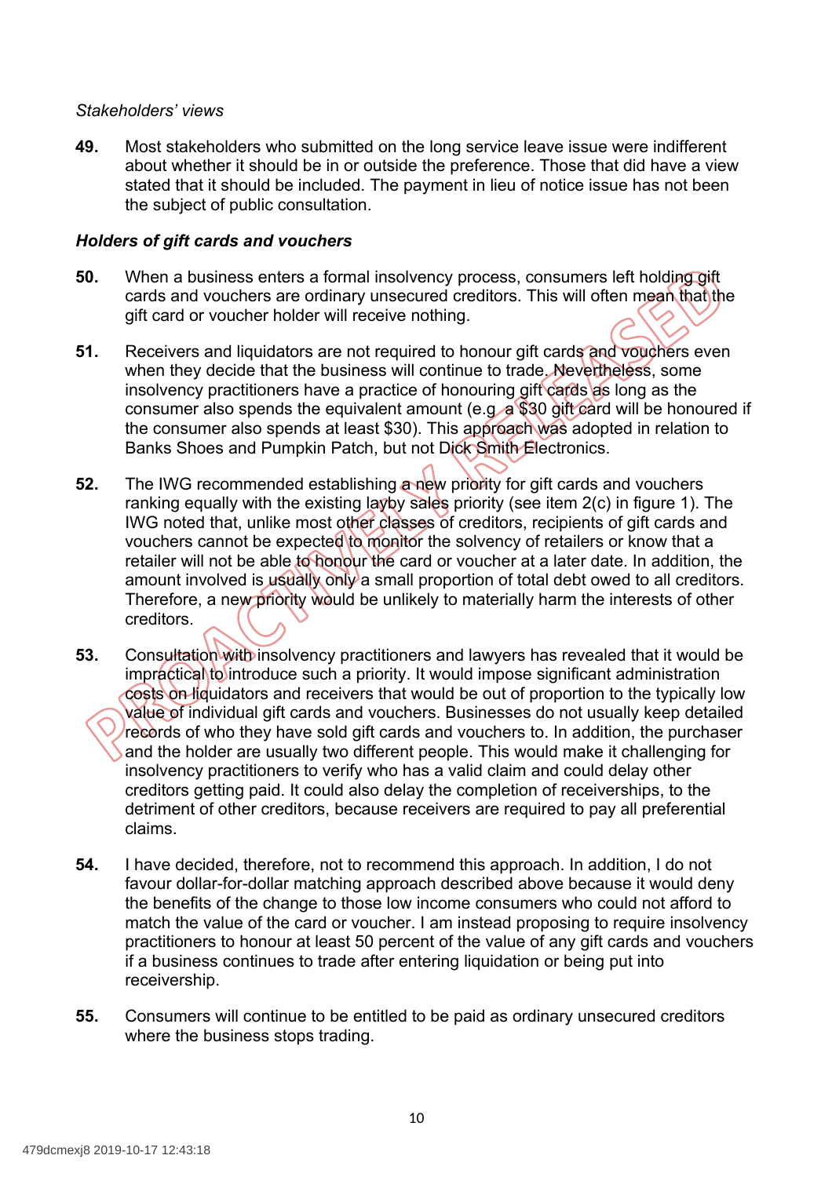*Stakeholders' views*

**49.** Most stakeholders who submitted on the long service leave issue were indifferent about whether it should be in or outside the preference. Those that did have a view stated that it should be included. The payment in lieu of notice issue has not been the subject of public consultation.

***Holders of gift cards and vouchers***

**50.** When a business enters a formal insolvency process, consumers left holding gift cards and vouchers are ordinary unsecured creditors. This will often mean that the gift card or voucher holder will receive nothing.

**51.** Receivers and liquidators are not required to honour gift cards and vouchers even when they decide that the business will continue to trade. Nevertheless, some insolvency practitioners have a practice of honouring gift cards as long as the consumer also spends the equivalent amount (e.g. a $30 gift card will be honoured if the consumer also spends at least $30). This approach was adopted in relation to Banks Shoes and Pumpkin Patch, but not Dick Smith Electronics.

**52.** The IWG recommended establishing a new priority for gift cards and vouchers ranking equally with the existing layby sales priority (see item 2(c) in figure 1). The IWG noted that, unlike most other classes of creditors, recipients of gift cards and vouchers cannot be expected to monitor the solvency of retailers or know that a retailer will not be able to honour the card or voucher at a later date. In addition, the amount involved is usually only a small proportion of total debt owed to all creditors. Therefore, a new priority would be unlikely to materially harm the interests of other creditors.

**53.** Consultation with insolvency practitioners and lawyers has revealed that it would be impractical to introduce such a priority. It would impose significant administration costs on liquidators and receivers that would be out of proportion to the typically low value of individual gift cards and vouchers. Businesses do not usually keep detailed records of who they have sold gift cards and vouchers to. In addition, the purchaser and the holder are usually two different people. This would make it challenging for insolvency practitioners to verify who has a valid claim and could delay other creditors getting paid. It could also delay the completion of receiverships, to the detriment of other creditors, because receivers are required to pay all preferential claims.

**54.** I have decided, therefore, not to recommend this approach. In addition, I do not favour dollar-for-dollar matching approach described above because it would deny the benefits of the change to those low income consumers who could not afford to match the value of the card or voucher. I am instead proposing to require insolvency practitioners to honour at least 50 percent of the value of any gift cards and vouchers if a business continues to trade after entering liquidation or being put into receivership.

**55.** Consumers will continue to be entitled to be paid as ordinary unsecured creditors where the business stops trading.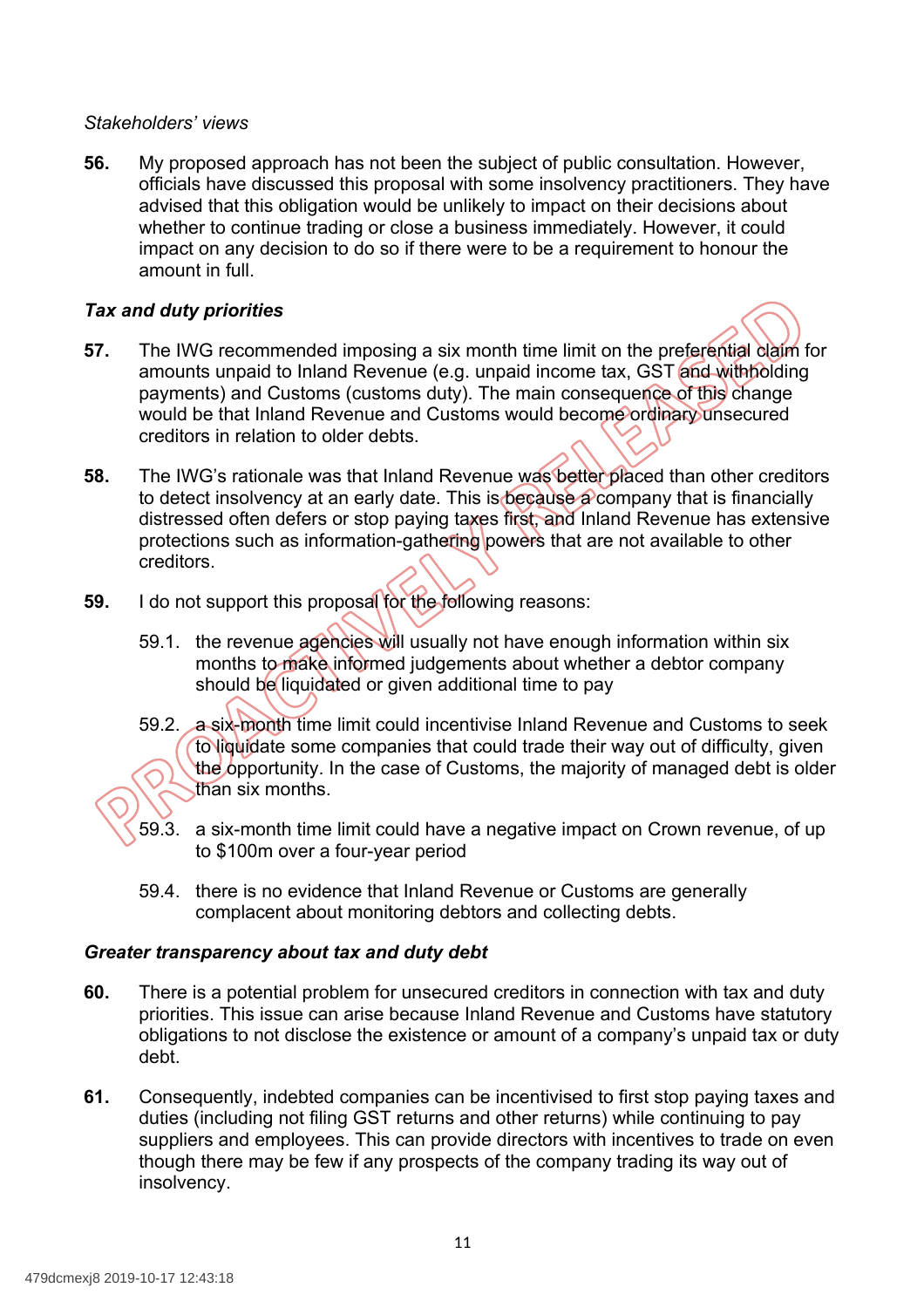*Stakeholders' views*

**56.** My proposed approach has not been the subject of public consultation. However, officials have discussed this proposal with some insolvency practitioners. They have advised that this obligation would be unlikely to impact on their decisions about whether to continue trading or close a business immediately. However, it could impact on any decision to do so if there were to be a requirement to honour the amount in full.

***Tax and duty priorities***

**57.** The IWG recommended imposing a six month time limit on the preferential claim for amounts unpaid to Inland Revenue (e.g. unpaid income tax, GST and withholding payments) and Customs (customs duty). The main consequence of this change would be that Inland Revenue and Customs would become ordinary unsecured creditors in relation to older debts.

**58.** The IWG's rationale was that Inland Revenue was better placed than other creditors to detect insolvency at an early date. This is because a company that is financially distressed often defers or stop paying taxes first, and Inland Revenue has extensive protections such as information-gathering powers that are not available to other creditors.

**59.** I do not support this proposal for the following reasons:

59.1. the revenue agencies will usually not have enough information within six months to make informed judgements about whether a debtor company should be liquidated or given additional time to pay

59.2. a six-month time limit could incentivise Inland Revenue and Customs to seek to liquidate some companies that could trade their way out of difficulty, given the opportunity. In the case of Customs, the majority of managed debt is older than six months.

59.3. a six-month time limit could have a negative impact on Crown revenue, of up to $100m over a four-year period

59.4. there is no evidence that Inland Revenue or Customs are generally complacent about monitoring debtors and collecting debts.

***Greater transparency about tax and duty debt***

**60.** There is a potential problem for unsecured creditors in connection with tax and duty priorities. This issue can arise because Inland Revenue and Customs have statutory obligations to not disclose the existence or amount of a company's unpaid tax or duty debt.

**61.** Consequently, indebted companies can be incentivised to first stop paying taxes and duties (including not filing GST returns and other returns) while continuing to pay suppliers and employees. This can provide directors with incentives to trade on even though there may be few if any prospects of the company trading its way out of insolvency.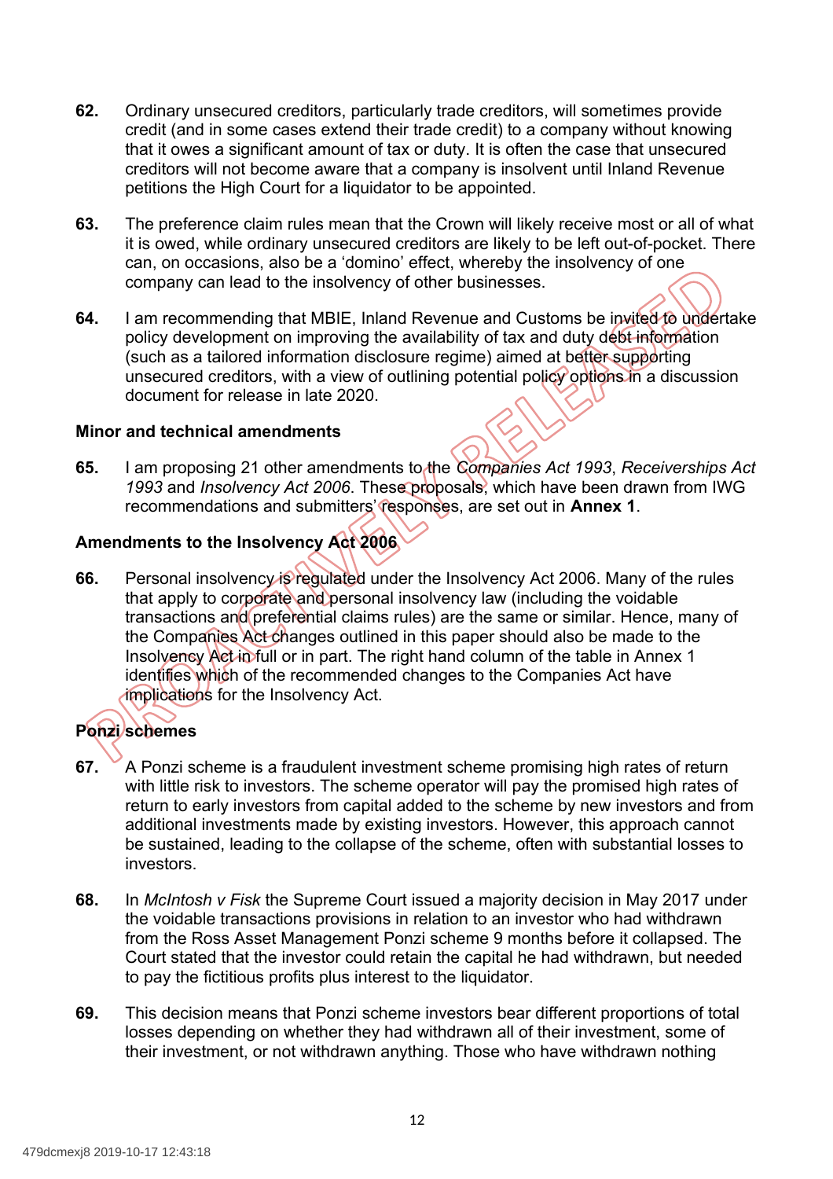62. Ordinary unsecured creditors, particularly trade creditors, will sometimes provide credit (and in some cases extend their trade credit) to a company without knowing that it owes a significant amount of tax or duty. It is often the case that unsecured creditors will not become aware that a company is insolvent until Inland Revenue petitions the High Court for a liquidator to be appointed.

63. The preference claim rules mean that the Crown will likely receive most or all of what it is owed, while ordinary unsecured creditors are likely to be left out-of-pocket. There can, on occasions, also be a 'domino' effect, whereby the insolvency of one company can lead to the insolvency of other businesses.

64. I am recommending that MBIE, Inland Revenue and Customs be invited to undertake policy development on improving the availability of tax and duty debt information (such as a tailored information disclosure regime) aimed at better supporting unsecured creditors, with a view of outlining potential policy options in a discussion document for release in late 2020.

### Minor and technical amendments

65. I am proposing 21 other amendments to the *Companies Act 1993*, *Receiverships Act 1993* and *Insolvency Act 2006*. These proposals, which have been drawn from IWG recommendations and submitters' responses, are set out in **Annex 1**.

### Amendments to the Insolvency Act 2006

66. Personal insolvency is regulated under the Insolvency Act 2006. Many of the rules that apply to corporate and personal insolvency law (including the voidable transactions and preferential claims rules) are the same or similar. Hence, many of the Companies Act changes outlined in this paper should also be made to the Insolvency Act in full or in part. The right hand column of the table in Annex 1 identifies which of the recommended changes to the Companies Act have implications for the Insolvency Act.

### Ponzi schemes

67. A Ponzi scheme is a fraudulent investment scheme promising high rates of return with little risk to investors. The scheme operator will pay the promised high rates of return to early investors from capital added to the scheme by new investors and from additional investments made by existing investors. However, this approach cannot be sustained, leading to the collapse of the scheme, often with substantial losses to investors.

68. In *McIntosh v Fisk* the Supreme Court issued a majority decision in May 2017 under the voidable transactions provisions in relation to an investor who had withdrawn from the Ross Asset Management Ponzi scheme 9 months before it collapsed. The Court stated that the investor could retain the capital he had withdrawn, but needed to pay the fictitious profits plus interest to the liquidator.

69. This decision means that Ponzi scheme investors bear different proportions of total losses depending on whether they had withdrawn all of their investment, some of their investment, or not withdrawn anything. Those who have withdrawn nothing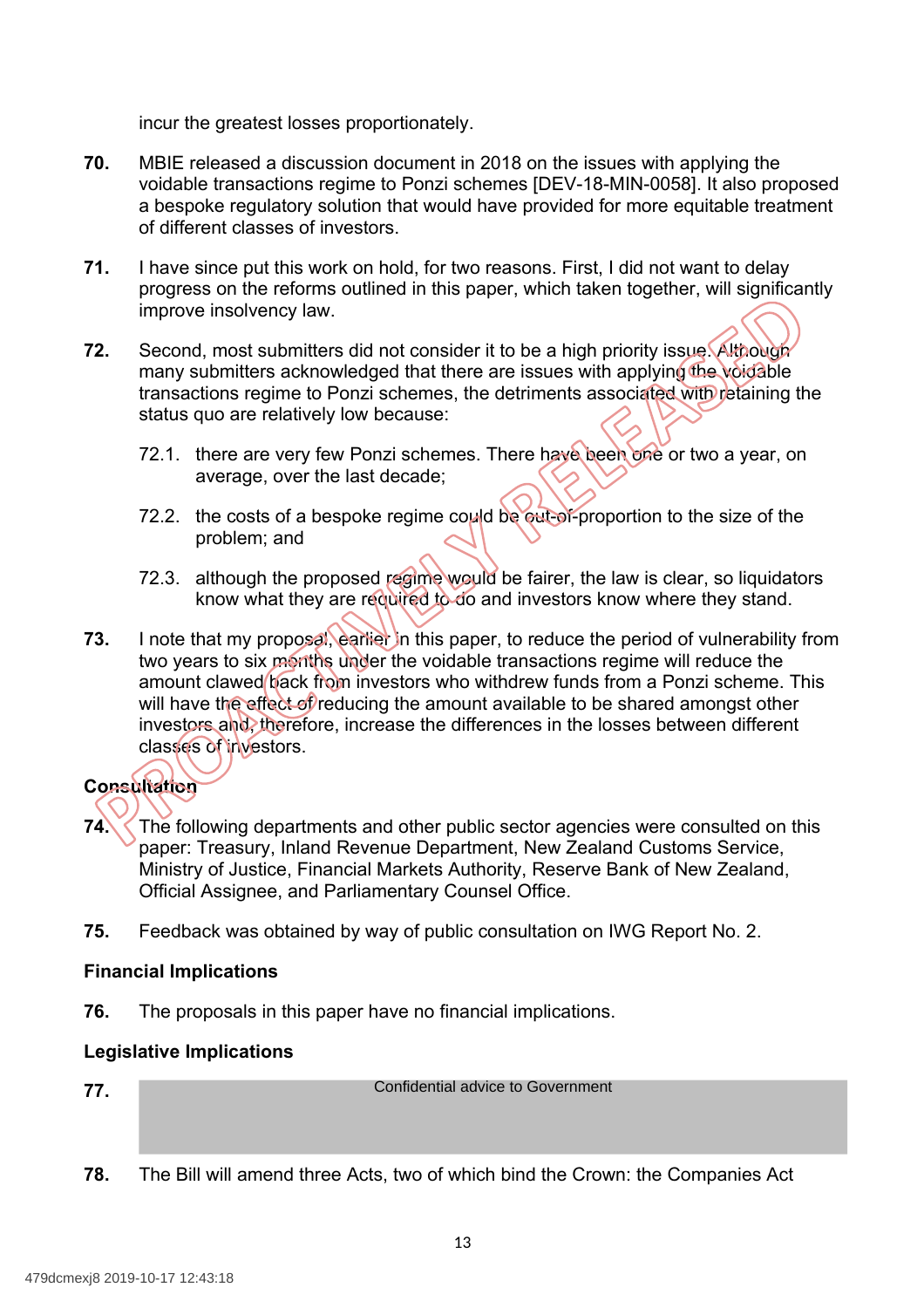incur the greatest losses proportionately.

70. MBIE released a discussion document in 2018 on the issues with applying the voidable transactions regime to Ponzi schemes [DEV-18-MIN-0058]. It also proposed a bespoke regulatory solution that would have provided for more equitable treatment of different classes of investors.

71. I have since put this work on hold, for two reasons. First, I did not want to delay progress on the reforms outlined in this paper, which taken together, will significantly improve insolvency law.

72. Second, most submitters did not consider it to be a high priority issue. Although many submitters acknowledged that there are issues with applying the voidable transactions regime to Ponzi schemes, the detriments associated with retaining the status quo are relatively low because:

    72.1. there are very few Ponzi schemes. There have been one or two a year, on average, over the last decade;

    72.2. the costs of a bespoke regime could be out-of-proportion to the size of the problem; and

    72.3. although the proposed regime would be fairer, the law is clear, so liquidators know what they are required to do and investors know where they stand.

73. I note that my proposal, earlier in this paper, to reduce the period of vulnerability from two years to six months under the voidable transactions regime will reduce the amount clawed back from investors who withdrew funds from a Ponzi scheme. This will have the effect of reducing the amount available to be shared amongst other investors and, therefore, increase the differences in the losses between different classes of investors.

### Consultation

74. The following departments and other public sector agencies were consulted on this paper: Treasury, Inland Revenue Department, New Zealand Customs Service, Ministry of Justice, Financial Markets Authority, Reserve Bank of New Zealand, Official Assignee, and Parliamentary Counsel Office.

75. Feedback was obtained by way of public consultation on IWG Report No. 2.

### Financial Implications

76. The proposals in this paper have no financial implications.

### Legislative Implications

77. Confidential advice to Government

78. The Bill will amend three Acts, two of which bind the Crown: the Companies Act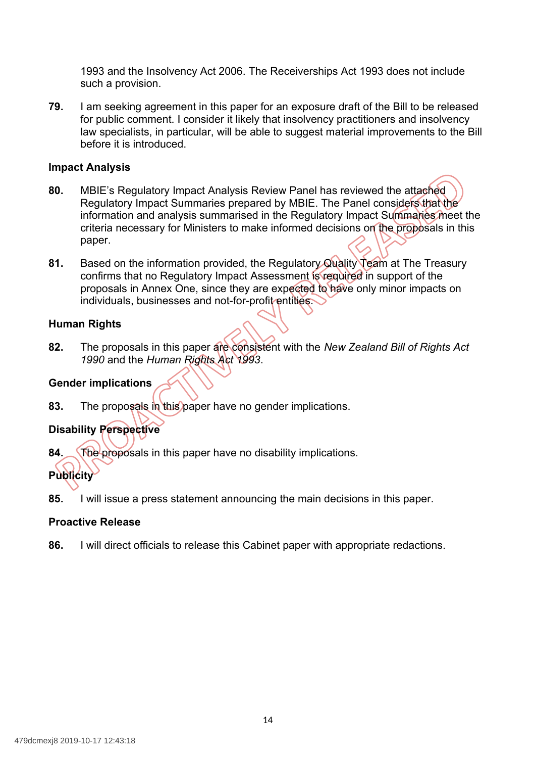1993 and the Insolvency Act 2006. The Receiverships Act 1993 does not include such a provision.

**79.** I am seeking agreement in this paper for an exposure draft of the Bill to be released for public comment. I consider it likely that insolvency practitioners and insolvency law specialists, in particular, will be able to suggest material improvements to the Bill before it is introduced.

### Impact Analysis

**80.** MBIE's Regulatory Impact Analysis Review Panel has reviewed the attached Regulatory Impact Summaries prepared by MBIE. The Panel considers that the information and analysis summarised in the Regulatory Impact Summaries meet the criteria necessary for Ministers to make informed decisions on the proposals in this paper.

**81.** Based on the information provided, the Regulatory Quality Team at The Treasury confirms that no Regulatory Impact Assessment is required in support of the proposals in Annex One, since they are expected to have only minor impacts on individuals, businesses and not-for-profit entities.

### Human Rights

**82.** The proposals in this paper are consistent with the *New Zealand Bill of Rights Act 1990* and the *Human Rights Act 1993*.

### Gender implications

**83.** The proposals in this paper have no gender implications.

### Disability Perspective

**84.** The proposals in this paper have no disability implications.

### Publicity

**85.** I will issue a press statement announcing the main decisions in this paper.

### Proactive Release

**86.** I will direct officials to release this Cabinet paper with appropriate redactions.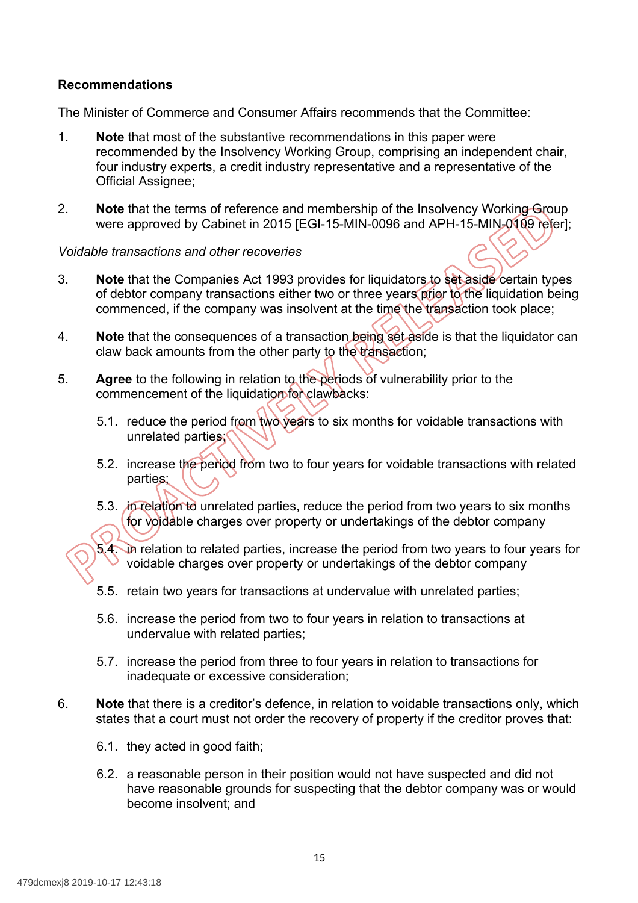## Recommendations

The Minister of Commerce and Consumer Affairs recommends that the Committee:

1. **Note** that most of the substantive recommendations in this paper were recommended by the Insolvency Working Group, comprising an independent chair, four industry experts, a credit industry representative and a representative of the Official Assignee;

2. **Note** that the terms of reference and membership of the Insolvency Working Group were approved by Cabinet in 2015 [EGI-15-MIN-0096 and APH-15-MIN-0109 refer];

*Voidable transactions and other recoveries*

3. **Note** that the Companies Act 1993 provides for liquidators to set aside certain types of debtor company transactions either two or three years prior to the liquidation being commenced, if the company was insolvent at the time the transaction took place;

4. **Note** that the consequences of a transaction being set aside is that the liquidator can claw back amounts from the other party to the transaction;

5. **Agree** to the following in relation to the periods of vulnerability prior to the commencement of the liquidation for clawbacks:

   5.1. reduce the period from two years to six months for voidable transactions with unrelated parties;

   5.2. increase the period from two to four years for voidable transactions with related parties;

   5.3. in relation to unrelated parties, reduce the period from two years to six months for voidable charges over property or undertakings of the debtor company

   5.4. in relation to related parties, increase the period from two years to four years for voidable charges over property or undertakings of the debtor company

   5.5. retain two years for transactions at undervalue with unrelated parties;

   5.6. increase the period from two to four years in relation to transactions at undervalue with related parties;

   5.7. increase the period from three to four years in relation to transactions for inadequate or excessive consideration;

6. **Note** that there is a creditor's defence, in relation to voidable transactions only, which states that a court must not order the recovery of property if the creditor proves that:

   6.1. they acted in good faith;

   6.2. a reasonable person in their position would not have suspected and did not have reasonable grounds for suspecting that the debtor company was or would become insolvent; and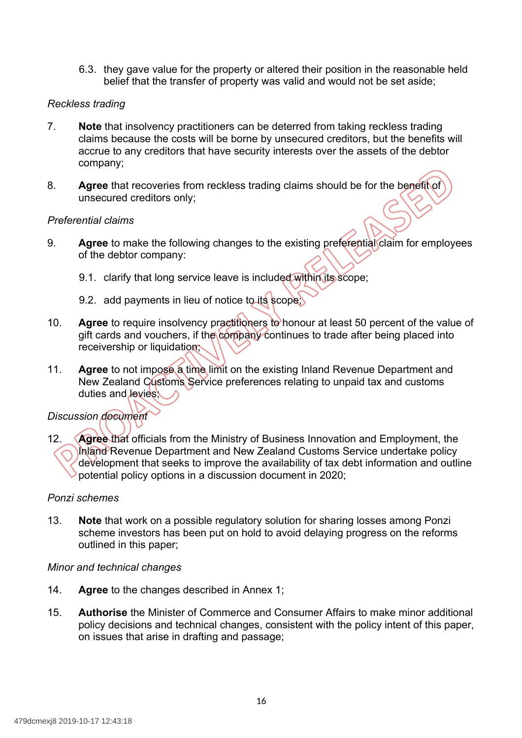6.3. they gave value for the property or altered their position in the reasonable held belief that the transfer of property was valid and would not be set aside;

*Reckless trading*

7. **Note** that insolvency practitioners can be deterred from taking reckless trading claims because the costs will be borne by unsecured creditors, but the benefits will accrue to any creditors that have security interests over the assets of the debtor company;

8. **Agree** that recoveries from reckless trading claims should be for the benefit of unsecured creditors only;

*Preferential claims*

9. **Agree** to make the following changes to the existing preferential claim for employees of the debtor company:

   9.1. clarify that long service leave is included within its scope;

   9.2. add payments in lieu of notice to its scope;

10. **Agree** to require insolvency practitioners to honour at least 50 percent of the value of gift cards and vouchers, if the company continues to trade after being placed into receivership or liquidation;

11. **Agree** to not impose a time limit on the existing Inland Revenue Department and New Zealand Customs Service preferences relating to unpaid tax and customs duties and levies;

*Discussion document*

12. **Agree** that officials from the Ministry of Business Innovation and Employment, the Inland Revenue Department and New Zealand Customs Service undertake policy development that seeks to improve the availability of tax debt information and outline potential policy options in a discussion document in 2020;

*Ponzi schemes*

13. **Note** that work on a possible regulatory solution for sharing losses among Ponzi scheme investors has been put on hold to avoid delaying progress on the reforms outlined in this paper;

*Minor and technical changes*

14. **Agree** to the changes described in Annex 1;

15. **Authorise** the Minister of Commerce and Consumer Affairs to make minor additional policy decisions and technical changes, consistent with the policy intent of this paper, on issues that arise in drafting and passage;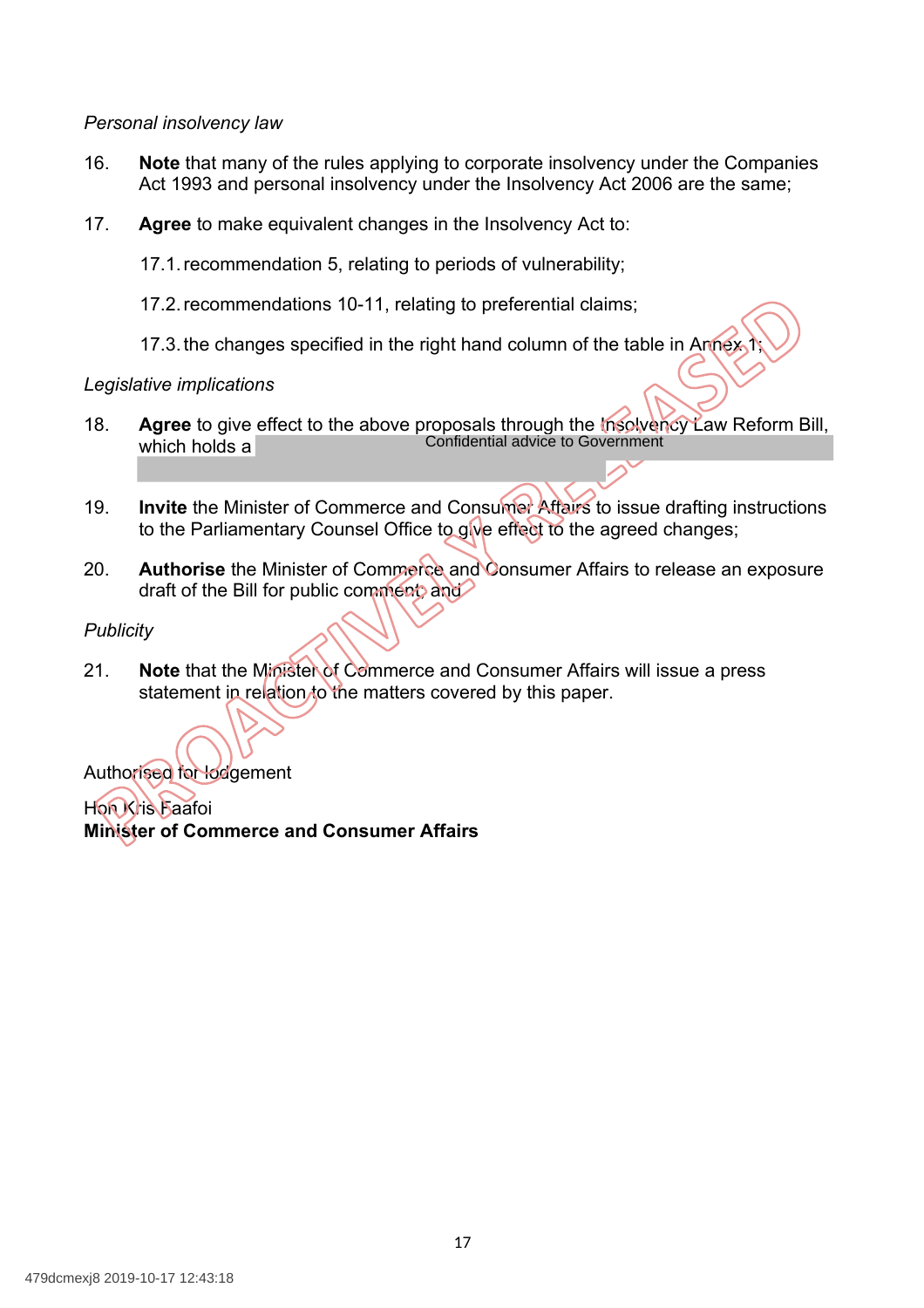*Personal insolvency law*

16. **Note** that many of the rules applying to corporate insolvency under the Companies Act 1993 and personal insolvency under the Insolvency Act 2006 are the same;

17. **Agree** to make equivalent changes in the Insolvency Act to:

    17.1. recommendation 5, relating to periods of vulnerability;

    17.2. recommendations 10-11, relating to preferential claims;

    17.3. the changes specified in the right hand column of the table in Annex 1;

*Legislative implications*

18. **Agree** to give effect to the above proposals through the Insolvency Law Reform Bill, which holds a Confidential advice to Government

19. **Invite** the Minister of Commerce and Consumer Affairs to issue drafting instructions to the Parliamentary Counsel Office to give effect to the agreed changes;

20. **Authorise** the Minister of Commerce and Consumer Affairs to release an exposure draft of the Bill for public comment; and

*Publicity*

21. **Note** that the Minister of Commerce and Consumer Affairs will issue a press statement in relation to the matters covered by this paper.

Authorised for lodgement

Hon Kris Faafoi
**Minister of Commerce and Consumer Affairs**

479dcmexj8 2019-10-17 12:43:18